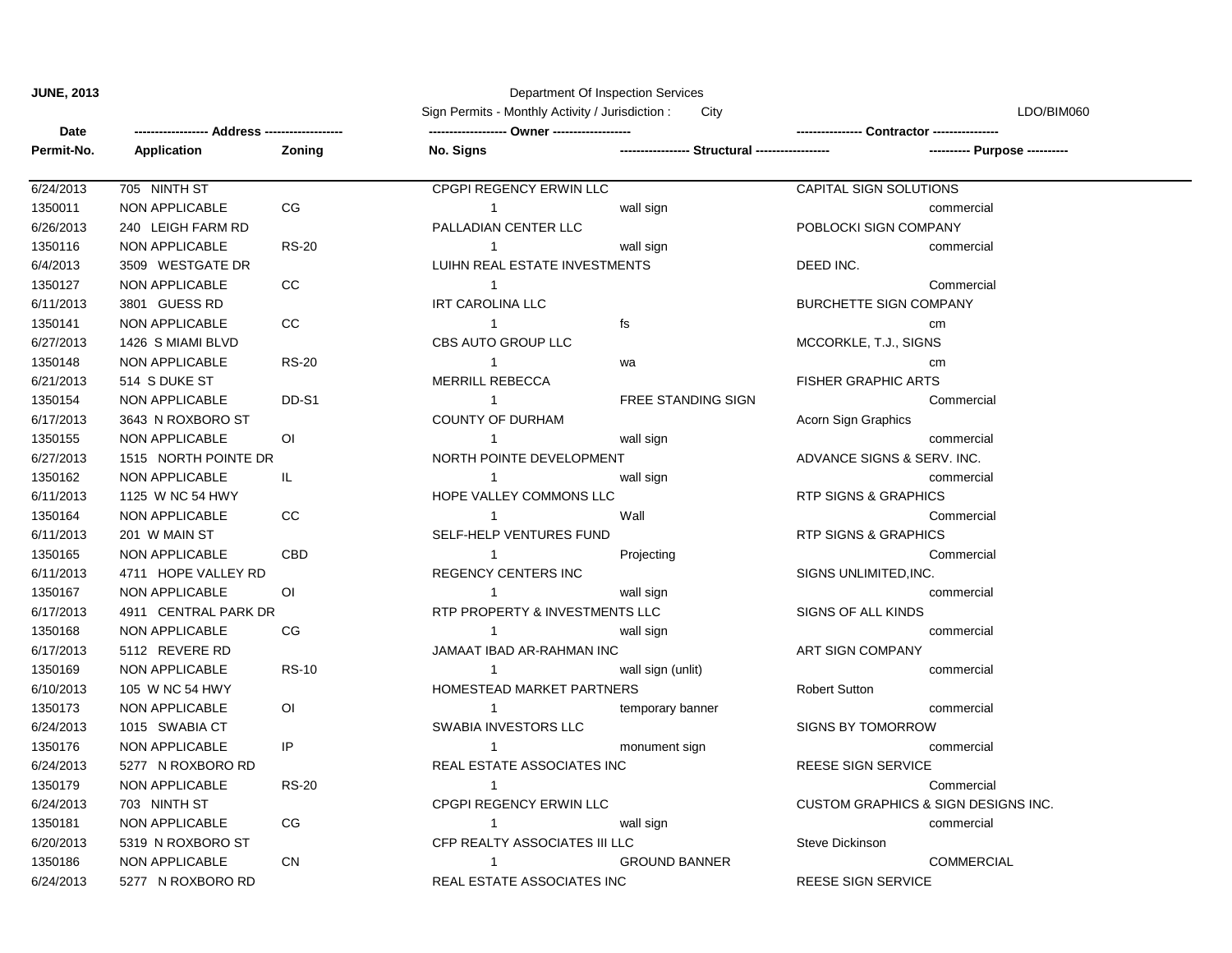**JUNE, 2013**

Department Of Inspection Services

Sign Permits - Monthly Activity / Jurisdiction : City

LDO/BIM060

| Date | ------------------ Address ------------------- | | ------------------- Owner ------------------- | | ---------------- Contractor ---------------- | |
|---|---|---|---|---|---|---|
| Permit-No. | Application | Zoning | No. Signs | ----------------- Structural ------------------ | | ---------- Purpose ---------- |
| 6/24/2013 | 705 NINTH ST | | CPGPI REGENCY ERWIN LLC | | CAPITAL SIGN SOLUTIONS | |
| 1350011 | NON APPLICABLE | CG | 1 | wall sign | | commercial |
| 6/26/2013 | 240 LEIGH FARM RD | | PALLADIAN CENTER LLC | | POBLOCKI SIGN COMPANY | |
| 1350116 | NON APPLICABLE | RS-20 | 1 | wall sign | | commercial |
| 6/4/2013 | 3509 WESTGATE DR | | LUIHN REAL ESTATE INVESTMENTS | | DEED INC. | |
| 1350127 | NON APPLICABLE | CC | 1 | | | Commercial |
| 6/11/2013 | 3801 GUESS RD | | IRT CAROLINA LLC | | BURCHETTE SIGN COMPANY | |
| 1350141 | NON APPLICABLE | CC | 1 | fs | | cm |
| 6/27/2013 | 1426 S MIAMI BLVD | | CBS AUTO GROUP LLC | | MCCORKLE, T.J., SIGNS | |
| 1350148 | NON APPLICABLE | RS-20 | 1 | wa | | cm |
| 6/21/2013 | 514 S DUKE ST | | MERRILL REBECCA | | FISHER GRAPHIC ARTS | |
| 1350154 | NON APPLICABLE | DD-S1 | 1 | FREE STANDING SIGN | | Commercial |
| 6/17/2013 | 3643 N ROXBORO ST | | COUNTY OF DURHAM | | Acorn Sign Graphics | |
| 1350155 | NON APPLICABLE | OI | 1 | wall sign | | commercial |
| 6/27/2013 | 1515 NORTH POINTE DR | | NORTH POINTE DEVELOPMENT | | ADVANCE SIGNS & SERV. INC. | |
| 1350162 | NON APPLICABLE | IL | 1 | wall sign | | commercial |
| 6/11/2013 | 1125 W NC 54 HWY | | HOPE VALLEY COMMONS LLC | | RTP SIGNS & GRAPHICS | |
| 1350164 | NON APPLICABLE | CC | 1 | Wall | | Commercial |
| 6/11/2013 | 201 W MAIN ST | | SELF-HELP VENTURES FUND | | RTP SIGNS & GRAPHICS | |
| 1350165 | NON APPLICABLE | CBD | 1 | Projecting | | Commercial |
| 6/11/2013 | 4711 HOPE VALLEY RD | | REGENCY CENTERS INC | | SIGNS UNLIMITED,INC. | |
| 1350167 | NON APPLICABLE | OI | 1 | wall sign | | commercial |
| 6/17/2013 | 4911 CENTRAL PARK DR | | RTP PROPERTY & INVESTMENTS LLC | | SIGNS OF ALL KINDS | |
| 1350168 | NON APPLICABLE | CG | 1 | wall sign | | commercial |
| 6/17/2013 | 5112 REVERE RD | | JAMAAT IBAD AR-RAHMAN INC | | ART SIGN COMPANY | |
| 1350169 | NON APPLICABLE | RS-10 | 1 | wall sign (unlit) | | commercial |
| 6/10/2013 | 105 W NC 54 HWY | | HOMESTEAD MARKET PARTNERS | | Robert Sutton | |
| 1350173 | NON APPLICABLE | OI | 1 | temporary banner | | commercial |
| 6/24/2013 | 1015 SWABIA CT | | SWABIA INVESTORS LLC | | SIGNS BY TOMORROW | |
| 1350176 | NON APPLICABLE | IP | 1 | monument sign | | commercial |
| 6/24/2013 | 5277 N ROXBORO RD | | REAL ESTATE ASSOCIATES INC | | REESE SIGN SERVICE | |
| 1350179 | NON APPLICABLE | RS-20 | 1 | | | Commercial |
| 6/24/2013 | 703 NINTH ST | | CPGPI REGENCY ERWIN LLC | | CUSTOM GRAPHICS & SIGN DESIGNS INC. | |
| 1350181 | NON APPLICABLE | CG | 1 | wall sign | | commercial |
| 6/20/2013 | 5319 N ROXBORO ST | | CFP REALTY ASSOCIATES III LLC | | Steve Dickinson | |
| 1350186 | NON APPLICABLE | CN | 1 | GROUND BANNER | | COMMERCIAL |
| 6/24/2013 | 5277 N ROXBORO RD | | REAL ESTATE ASSOCIATES INC | | REESE SIGN SERVICE | |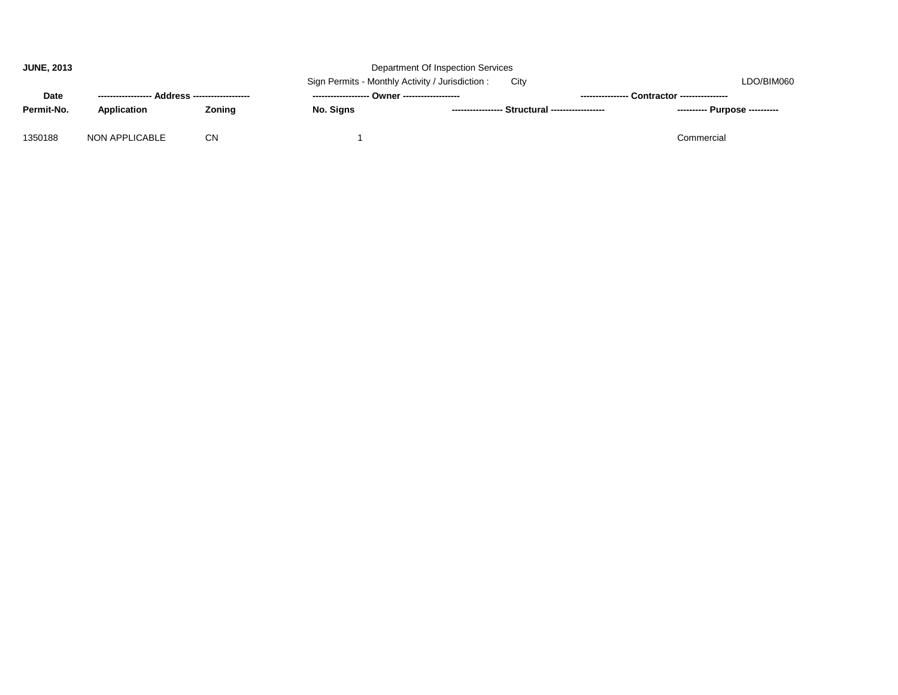**JUNE, 2013** Department Of Inspection Services

Sign Permits - Monthly Activity / Jurisdiction : City LDO/BIM060

| Date | ------------------ Address ------------------- | | ------------------- Owner ------------------- | ---------------- Contractor ---------------- | |
|---|---|---|---|---|---|
| **Permit-No.** | **Application** | **Zoning** | **No. Signs** | **----------------- Structural ------------------** | **---------- Purpose ----------** |
| 1350188 | NON APPLICABLE | CN | 1 | | Commercial |